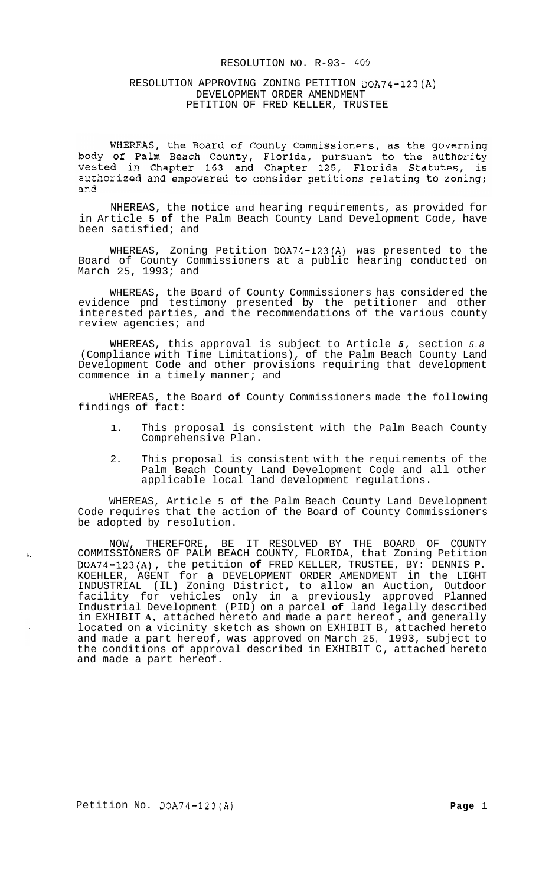RESOLUTION NO. R-93- 405

RESOLUTION APPROVING ZONING PETITION DOA74-123(A)
DEVELOPMENT ORDER AMENDMENT
PETITION OF FRED KELLER, TRUSTEE

WHEREAS, the Board of County Commissioners, as the governing body of Palm Beach County, Florida, pursuant to the authority vested in Chapter 163 and Chapter 125, Florida Statutes, is authorized and empowered to consider petitions relating to zoning; and

NHEREAS, the notice and hearing requirements, as provided for in Article **5 of** the Palm Beach County Land Development Code, have been satisfied; and

WHEREAS, Zoning Petition DOA74-123(A) was presented to the Board of County Commissioners at a public hearing conducted on March 25, 1993; and

WHEREAS, the Board of County Commissioners has considered the evidence pnd testimony presented by the petitioner and other interested parties, and the recommendations of the various county review agencies; and

WHEREAS, this approval is subject to Article *5*, section *5.8* (Compliance with Time Limitations), of the Palm Beach County Land Development Code and other provisions requiring that development commence in a timely manner; and

WHEREAS, the Board **of** County Commissioners made the following findings of fact:

1. This proposal is consistent with the Palm Beach County Comprehensive Plan.
2. This proposal is consistent with the requirements of the Palm Beach County Land Development Code and all other applicable local land development regulations.

WHEREAS, Article 5 of the Palm Beach County Land Development Code requires that the action of the Board of County Commissioners be adopted by resolution.

NOW, THEREFORE, BE IT RESOLVED BY THE BOARD OF COUNTY COMMISSIONERS OF PALM BEACH COUNTY, FLORIDA, that Zoning Petition DOA74-123(A), the petition **of** FRED KELLER, TRUSTEE, BY: DENNIS **P.** KOEHLER, AGENT for a DEVELOPMENT ORDER AMENDMENT in the LIGHT INDUSTRIAL (IL) Zoning District, to allow an Auction, Outdoor facility for vehicles only in a previously approved Planned Industrial Development (PID) on a parcel **of** land legally described in EXHIBIT **A**, attached hereto and made a part hereof**,** and generally located on a vicinity sketch as shown on EXHIBIT B, attached hereto and made a part hereof, was approved on March 25, 1993, subject to the conditions of approval described in EXHIBIT C, attached hereto and made a part hereof.

Petition No. DOA74-123(A)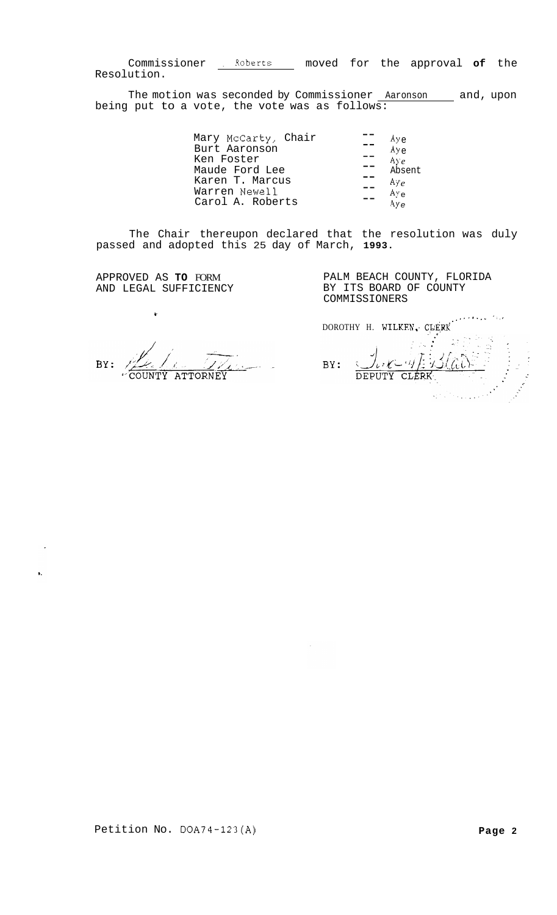Commissioner Roberts moved for the approval **of** the Resolution.

The motion was seconded by Commissioner Aaronson and, upon being put to a vote, the vote was as follows:

| | | |
|---|---|---|
| Mary McCarty, Chair | -- | Aye |
| Burt Aaronson | -- | Aye |
| Ken Foster | -- | Aye |
| Maude Ford Lee | -- | Absent |
| Karen T. Marcus | -- | Aye |
| Warren Newell | -- | Aye |
| Carol A. Roberts | -- | Aye |

The Chair thereupon declared that the resolution was duly passed and adopted this 25 day of March, **1993**.

APPROVED AS **TO** FORM AND LEGAL SUFFICIENCY

BY: COUNTY ATTORNEY

PALM BEACH COUNTY, FLORIDA BY ITS BOARD OF COUNTY COMMISSIONERS

DOROTHY H. WILKEN, CLERK

BY: DEPUTY CLERK

Petition No. DOA74-123(A)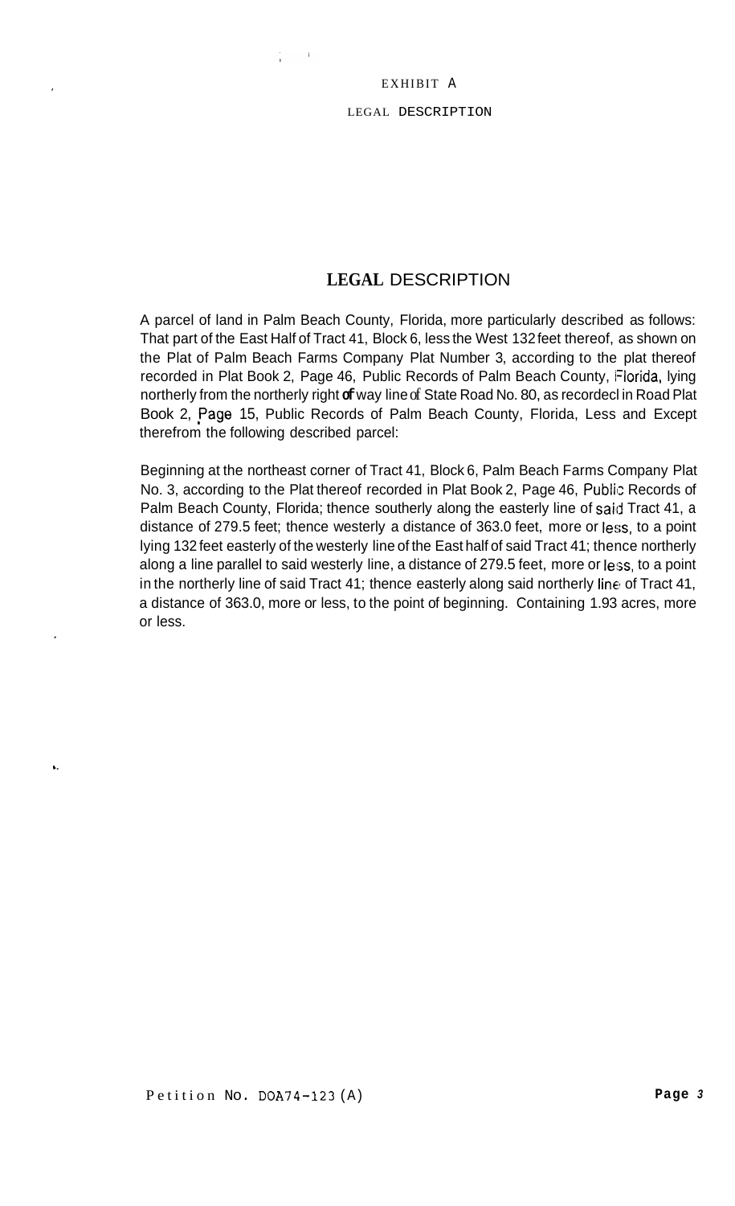EXHIBIT A

LEGAL DESCRIPTION

## LEGAL DESCRIPTION

A parcel of land in Palm Beach County, Florida, more particularly described as follows: That part of the East Half of Tract 41, Block 6, less the West 132 feet thereof, as shown on the Plat of Palm Beach Farms Company Plat Number 3, according to the plat thereof recorded in Plat Book 2, Page 46, Public Records of Palm Beach County, Florida, lying northerly from the northerly right of way line of State Road No. 80, as recorded in Road Plat Book 2, Page 15, Public Records of Palm Beach County, Florida, Less and Except therefrom the following described parcel:

Beginning at the northeast corner of Tract 41, Block 6, Palm Beach Farms Company Plat No. 3, according to the Plat thereof recorded in Plat Book 2, Page 46, Public Records of Palm Beach County, Florida; thence southerly along the easterly line of said Tract 41, a distance of 279.5 feet; thence westerly a distance of 363.0 feet, more or less, to a point lying 132 feet easterly of the westerly line of the East half of said Tract 41; thence northerly along a line parallel to said westerly line, a distance of 279.5 feet, more or less, to a point in the northerly line of said Tract 41; thence easterly along said northerly line of Tract 41, a distance of 363.0, more or less, to the point of beginning. Containing 1.93 acres, more or less.

Petition No. DOA74-123 (A)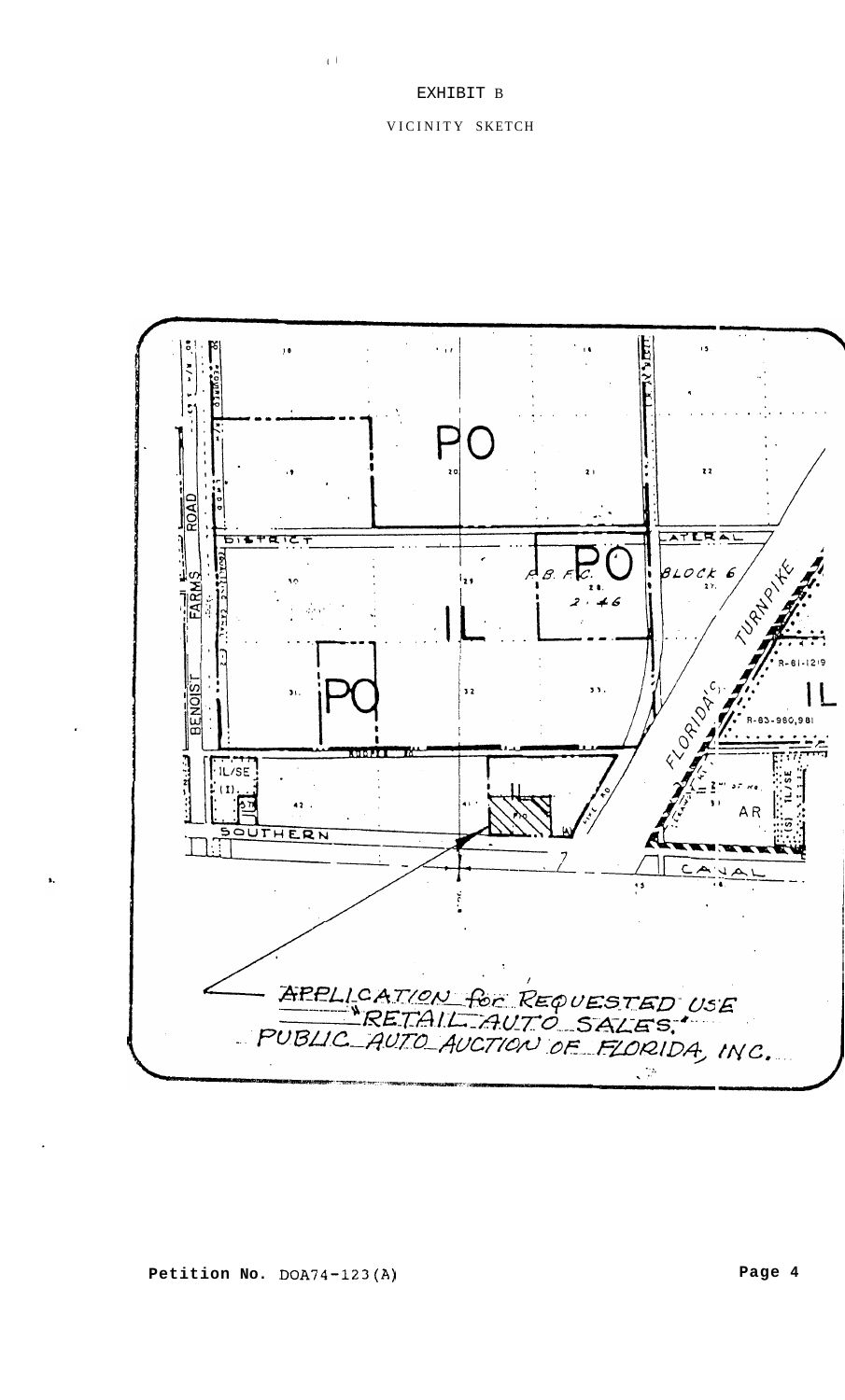EXHIBIT B

VICINITY SKETCH

PO

DISTRICT

LATERAL

PO

F.B. F.C.
28.
2-46

BLOCK 6

IL

PO

TURNPIKE

FLORIDA'S

R-81-1219

IL

R-83-980,981

IL/SE
(I)

IL

AR

SOUTHERN

CANAL

BENOIST FARMS ROAD

APPLICATION for REQUESTED USE
"RETAIL AUTO SALES,"
PUBLIC AUTO AUCTION OF FLORIDA, INC.

**Petition No.** DOA74-123(A)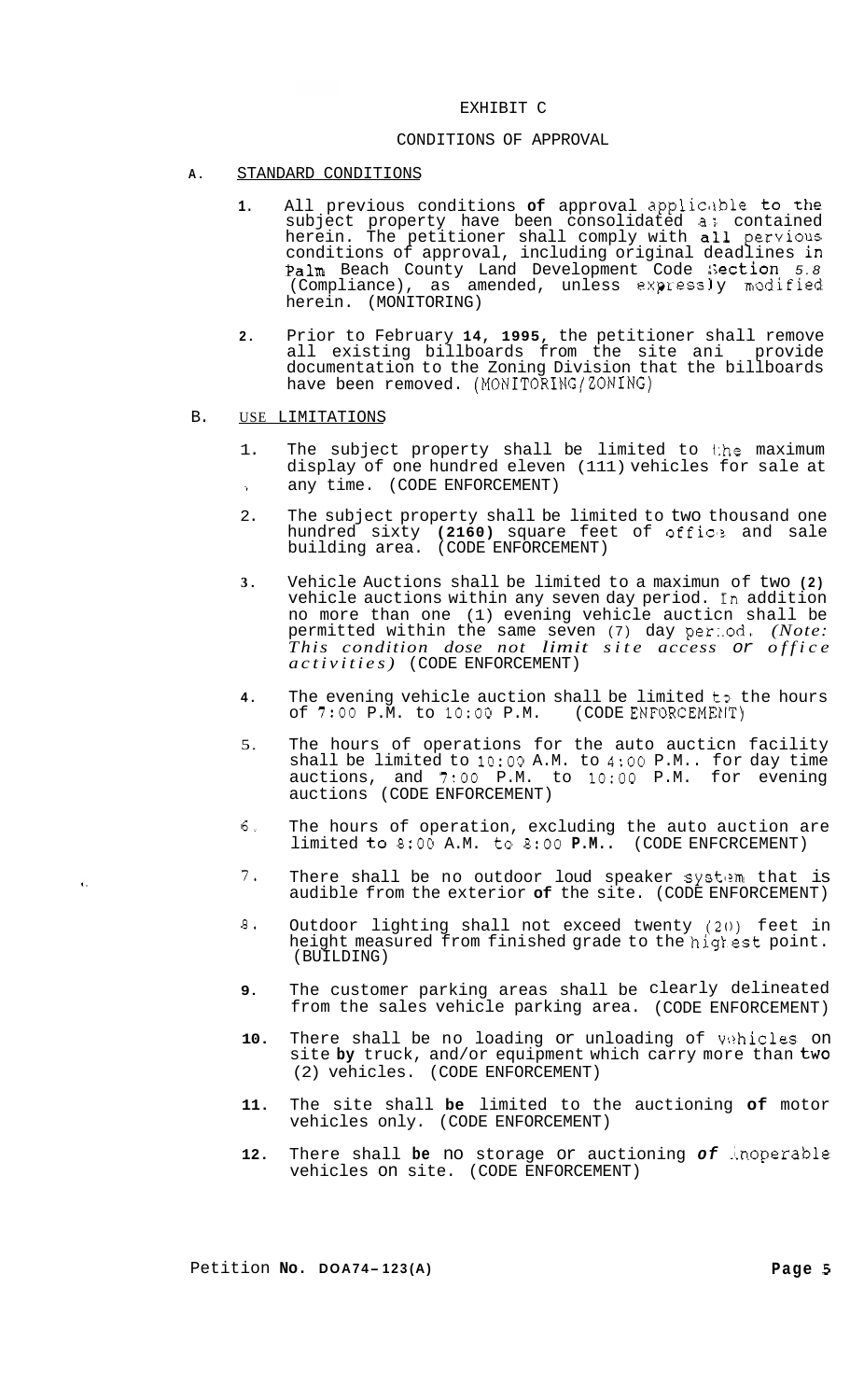# EXHIBIT C

## CONDITIONS OF APPROVAL

A. STANDARD CONDITIONS

1. All previous conditions of approval applicable to the subject property have been consolidated as contained herein. The petitioner shall comply with all pervious conditions of approval, including original deadlines in Palm Beach County Land Development Code Section 5.8 (Compliance), as amended, unless expressly modified herein. (MONITORING)

2. Prior to February 14, 1995, the petitioner shall remove all existing billboards from the site and provide documentation to the Zoning Division that the billboards have been removed. (MONITORING/ZONING)

B. USE LIMITATIONS

1. The subject property shall be limited to the maximum display of one hundred eleven (111) vehicles for sale at any time. (CODE ENFORCEMENT)

2. The subject property shall be limited to two thousand one hundred sixty (2160) square feet of office and sale building area. (CODE ENFORCEMENT)

3. Vehicle Auctions shall be limited to a maximun of two (2) vehicle auctions within any seven day period. In addition no more than one (1) evening vehicle auction shall be permitted within the same seven (7) day period. *(Note: This condition dose not limit site access or office activities)* (CODE ENFORCEMENT)

4. The evening vehicle auction shall be limited to the hours of 7:00 P.M. to 10:00 P.M. (CODE ENFORCEMENT)

5. The hours of operations for the auto auction facility shall be limited to 10:00 A.M. to 4:00 P.M.. for day time auctions, and 7:00 P.M. to 10:00 P.M. for evening auctions (CODE ENFORCEMENT)

6. The hours of operation, excluding the auto auction are limited to 8:00 A.M. to 8:00 P.M.. (CODE ENFORCEMENT)

7. There shall be no outdoor loud speaker system that is audible from the exterior of the site. (CODE ENFORCEMENT)

8. Outdoor lighting shall not exceed twenty (20) feet in height measured from finished grade to the highest point. (BUILDING)

9. The customer parking areas shall be clearly delineated from the sales vehicle parking area. (CODE ENFORCEMENT)

10. There shall be no loading or unloading of vehicles on site by truck, and/or equipment which carry more than two (2) vehicles. (CODE ENFORCEMENT)

11. The site shall be limited to the auctioning of motor vehicles only. (CODE ENFORCEMENT)

12. There shall be no storage or auctioning of inoperable vehicles on site. (CODE ENFORCEMENT)

Petition No. DOA74-123(A)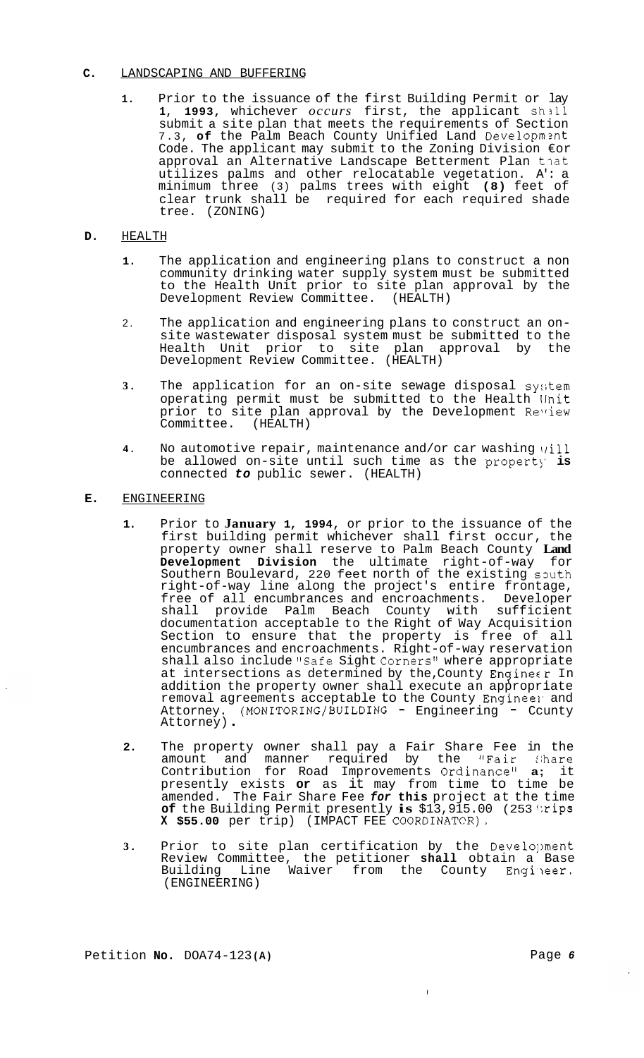**C.** LANDSCAPING AND BUFFERING

1. Prior to the issuance of the first Building Permit or May 1, 1993, whichever occurs first, the applicant shall submit a site plan that meets the requirements of Section 7.3, of the Palm Beach County Unified Land Development Code. The applicant may submit to the Zoning Division for approval an Alternative Landscape Betterment Plan that utilizes palms and other relocatable vegetation. A: a minimum three (3) palms trees with eight (8) feet of clear trunk shall be required for each required shade tree. (ZONING)

**D.** HEALTH

1. The application and engineering plans to construct a non community drinking water supply system must be submitted to the Health Unit prior to site plan approval by the Development Review Committee. (HEALTH)

2. The application and engineering plans to construct an on-site wastewater disposal system must be submitted to the Health Unit prior to site plan approval by the Development Review Committee. (HEALTH)

3. The application for an on-site sewage disposal system operating permit must be submitted to the Health Unit prior to site plan approval by the Development Review Committee. (HEALTH)

4. No automotive repair, maintenance and/or car washing will be allowed on-site until such time as the property **is** connected ***to*** public sewer. (HEALTH)

**E.** ENGINEERING

1. Prior to **January 1, 1994**, or prior to the issuance of the first building permit whichever shall first occur, the property owner shall reserve to Palm Beach County **Land Development Division** the ultimate right-of-way for Southern Boulevard, 220 feet north of the existing south right-of-way line along the project's entire frontage, free of all encumbrances and encroachments. Developer shall provide Palm Beach County with sufficient documentation acceptable to the Right of Way Acquisition Section to ensure that the property is free of all encumbrances and encroachments. Right-of-way reservation shall also include "Safe Sight Corners" where appropriate at intersections as determined by the County Engineer In addition the property owner shall execute an appropriate removal agreements acceptable to the County Engineer and Attorney. (MONITORING/BUILDING - Engineering - County Attorney).

2. The property owner shall pay a Fair Share Fee in the amount and manner required by the "Fair Share Contribution for Road Improvements Ordinance" **a**; it presently exists **or** as it may from time to time be amended. The Fair Share Fee ***for*** **this** project at the time **of** the Building Permit presently **is** $13,915.00 (253 trips **X $55.00** per trip) (IMPACT FEE COORDINATOR).

3. Prior to site plan certification by the Development Review Committee, the petitioner **shall** obtain a Base Building Line Waiver from the County Engineer. (ENGINEERING)

Petition **No.** DOA74-123**(A)**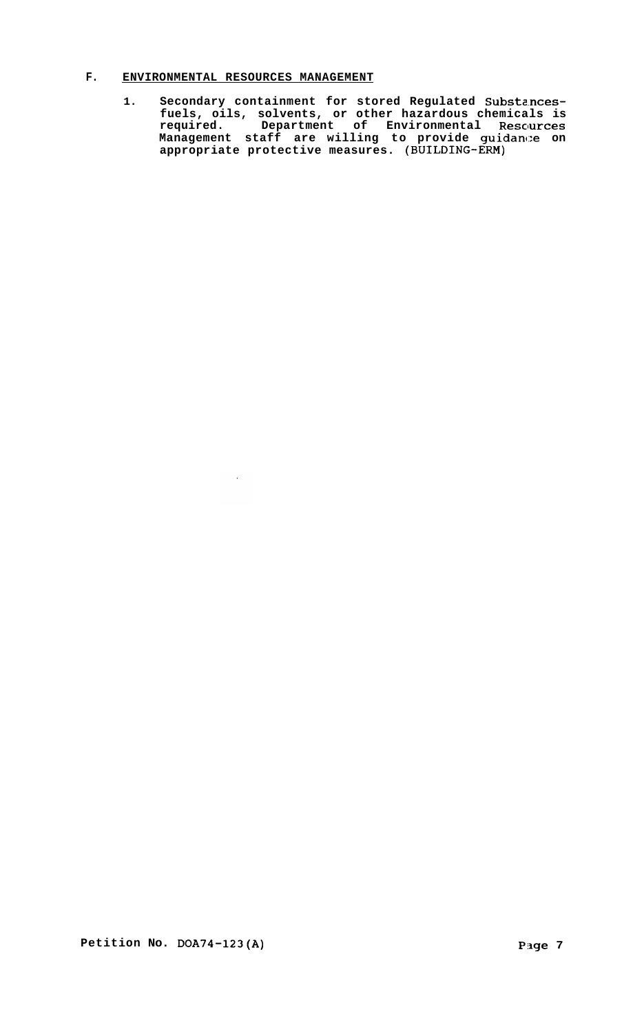## F. <u>ENVIRONMENTAL RESOURCES MANAGEMENT</u>

1. **Secondary containment for stored Regulated Substances- fuels, oils, solvents, or other hazardous chemicals is required. Department of Environmental Resources Management staff are willing to provide guidance on appropriate protective measures.** (BUILDING-ERM)

**Petition No.** DOA74-123(A)